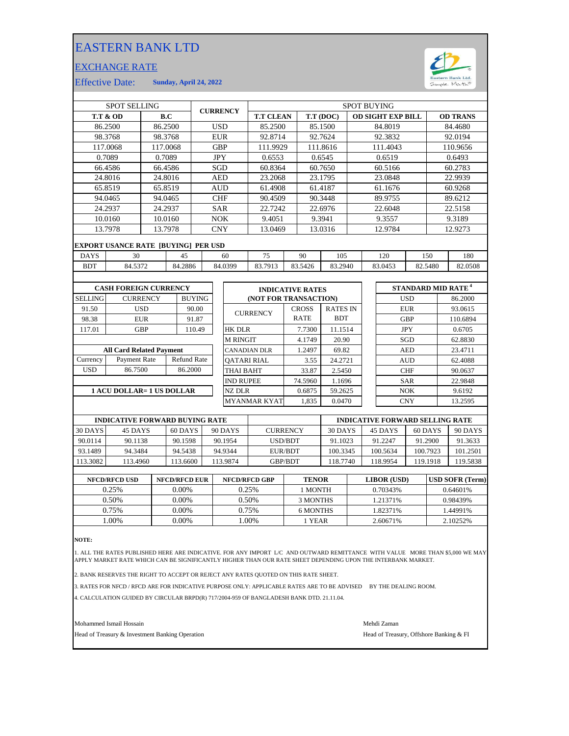# EASTERN BANK LTD

## EXCHANGE RATE

Effective Date: **Sunday, April 24, 2022**

| SPOT SELLING | | CURRENCY | SPOT BUYING | | | |
|---|---|---|---|---|---|---|
| **T.T & OD** | **B.C** | | **T.T CLEAN** | **T.T (DOC)** | **OD SIGHT EXP BILL** | **OD TRANS** |
| 86.2500 | 86.2500 | USD | 85.2500 | 85.1500 | 84.8019 | 84.4680 |
| 98.3768 | 98.3768 | EUR | 92.8714 | 92.7624 | 92.3832 | 92.0194 |
| 117.0068 | 117.0068 | GBP | 111.9929 | 111.8616 | 111.4043 | 110.9656 |
| 0.7089 | 0.7089 | JPY | 0.6553 | 0.6545 | 0.6519 | 0.6493 |
| 66.4586 | 66.4586 | SGD | 60.8364 | 60.7650 | 60.5166 | 60.2783 |
| 24.8016 | 24.8016 | AED | 23.2068 | 23.1795 | 23.0848 | 22.9939 |
| 65.8519 | 65.8519 | AUD | 61.4908 | 61.4187 | 61.1676 | 60.9268 |
| 94.0465 | 94.0465 | CHF | 90.4509 | 90.3448 | 89.9755 | 89.6212 |
| 24.2937 | 24.2937 | SAR | 22.7242 | 22.6976 | 22.6048 | 22.5158 |
| 10.0160 | 10.0160 | NOK | 9.4051 | 9.3941 | 9.3557 | 9.3189 |
| 13.7978 | 13.7978 | CNY | 13.0469 | 13.0316 | 12.9784 | 12.9273 |

**EXPORT USANCE RATE [BUYING] PER USD**

| DAYS | 30 | 45 | 60 | 75 | 90 | 105 | 120 | 150 | 180 |
|---|---|---|---|---|---|---|---|---|---|
| BDT | 84.5372 | 84.2886 | 84.0399 | 83.7913 | 83.5426 | 83.2940 | 83.0453 | 82.5480 | 82.0508 |

**CASH FOREIGN CURRENCY**

| SELLING | CURRENCY | BUYING |
|---|---|---|
| 91.50 | USD | 90.00 |
| 98.38 | EUR | 91.87 |
| 117.01 | GBP | 110.49 |

**All Card Related Payment**

| Currency | Payment Rate | Refund Rate |
|---|---|---|
| USD | 86.7500 | 86.2000 |

**1 ACU DOLLAR= 1 US DOLLAR**

**INDICATIVE RATES (NOT FOR TRANSACTION)**

| CURRENCY | CROSS RATE | RATES IN BDT |
|---|---|---|
| HK DLR | 7.7300 | 11.1514 |
| M RINGIT | 4.1749 | 20.90 |
| CANADIAN DLR | 1.2497 | 69.82 |
| QATARI RIAL | 3.55 | 24.2721 |
| THAI BAHT | 33.87 | 2.5450 |
| IND RUPEE | 74.5960 | 1.1696 |
| NZ DLR | 0.6875 | 59.2625 |
| MYANMAR KYAT | 1,835 | 0.0470 |

**STANDARD MID RATE [4]**

| Currency | Rate |
|---|---|
| USD | 86.2000 |
| EUR | 93.0615 |
| GBP | 110.6894 |
| JPY | 0.6705 |
| SGD | 62.8830 |
| AED | 23.4711 |
| AUD | 62.4088 |
| CHF | 90.0637 |
| SAR | 22.9848 |
| NOK | 9.6192 |
| CNY | 13.2595 |

| INDICATIVE FORWARD BUYING RATE | | | | CURRENCY | INDICATIVE FORWARD SELLING RATE | | | |
|---|---|---|---|---|---|---|---|---|
| 30 DAYS | 45 DAYS | 60 DAYS | 90 DAYS | | 30 DAYS | 45 DAYS | 60 DAYS | 90 DAYS |
| 90.0114 | 90.1138 | 90.1598 | 90.1954 | USD/BDT | 91.1023 | 91.2247 | 91.2900 | 91.3633 |
| 93.1489 | 94.3484 | 94.5438 | 94.9344 | EUR/BDT | 100.3345 | 100.5634 | 100.7923 | 101.2501 |
| 113.3082 | 113.4960 | 113.6600 | 113.9874 | GBP/BDT | 118.7740 | 118.9954 | 119.1918 | 119.5838 |

| NFCD/RFCD USD | NFCD/RFCD EUR | NFCD/RFCD GBP | TENOR | LIBOR (USD) | USD SOFR (Term) |
|---|---|---|---|---|---|
| 0.25% | 0.00% | 0.25% | 1 MONTH | 0.70343% | 0.64601% |
| 0.50% | 0.00% | 0.50% | 3 MONTHS | 1.21371% | 0.98439% |
| 0.75% | 0.00% | 0.75% | 6 MONTHS | 1.82371% | 1.44991% |
| 1.00% | 0.00% | 1.00% | 1 YEAR | 2.60671% | 2.10252% |

**NOTE:**

1. ALL THE RATES PUBLISHED HERE ARE INDICATIVE. FOR ANY IMPORT L/C AND OUTWARD REMITTANCE WITH VALUE MORE THAN $5,000 WE MAY APPLY MARKET RATE WHICH CAN BE SIGNIFICANTLY HIGHER THAN OUR RATE SHEET DEPENDING UPON THE INTERBANK MARKET.

2. BANK RESERVES THE RIGHT TO ACCEPT OR REJECT ANY RATES QUOTED ON THIS RATE SHEET.

3. RATES FOR NFCD / RFCD ARE FOR INDICATIVE PURPOSE ONLY: APPLICABLE RATES ARE TO BE ADVISED BY THE DEALING ROOM.

4. CALCULATION GUIDED BY CIRCULAR BRPD(R) 717/2004-959 OF BANGLADESH BANK DTD. 21.11.04.

Mohammed Ismail Hossain
Head of Treasury & Investment Banking Operation

Mehdi Zaman
Head of Treasury, Offshore Banking & FI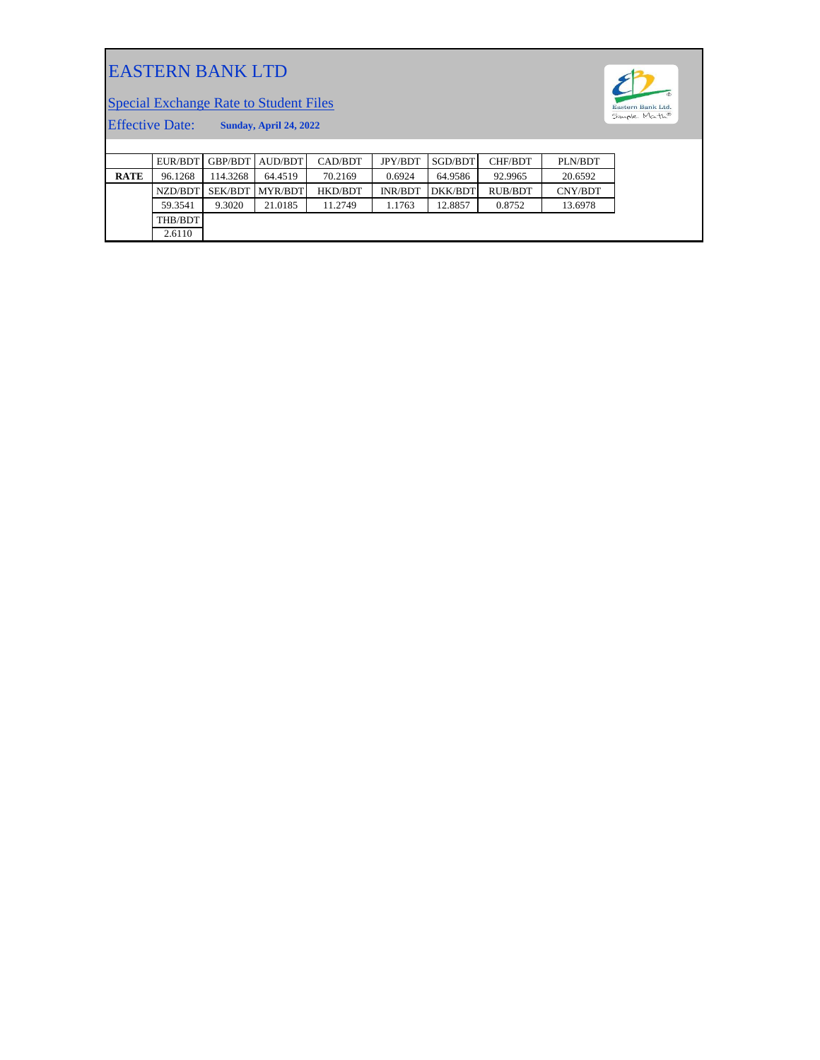# EASTERN BANK LTD

Special Exchange Rate to Student Files

Effective Date: **Sunday, April 24, 2022**

| | | | | | | | | |
|---|---|---|---|---|---|---|---|---|
| | EUR/BDT | GBP/BDT | AUD/BDT | CAD/BDT | JPY/BDT | SGD/BDT | CHF/BDT | PLN/BDT |
| **RATE** | 96.1268 | 114.3268 | 64.4519 | 70.2169 | 0.6924 | 64.9586 | 92.9965 | 20.6592 |
| | NZD/BDT | SEK/BDT | MYR/BDT | HKD/BDT | INR/BDT | DKK/BDT | RUB/BDT | CNY/BDT |
| | 59.3541 | 9.3020 | 21.0185 | 11.2749 | 1.1763 | 12.8857 | 0.8752 | 13.6978 |
| | THB/BDT | | | | | | | |
| | 2.6110 | | | | | | | |